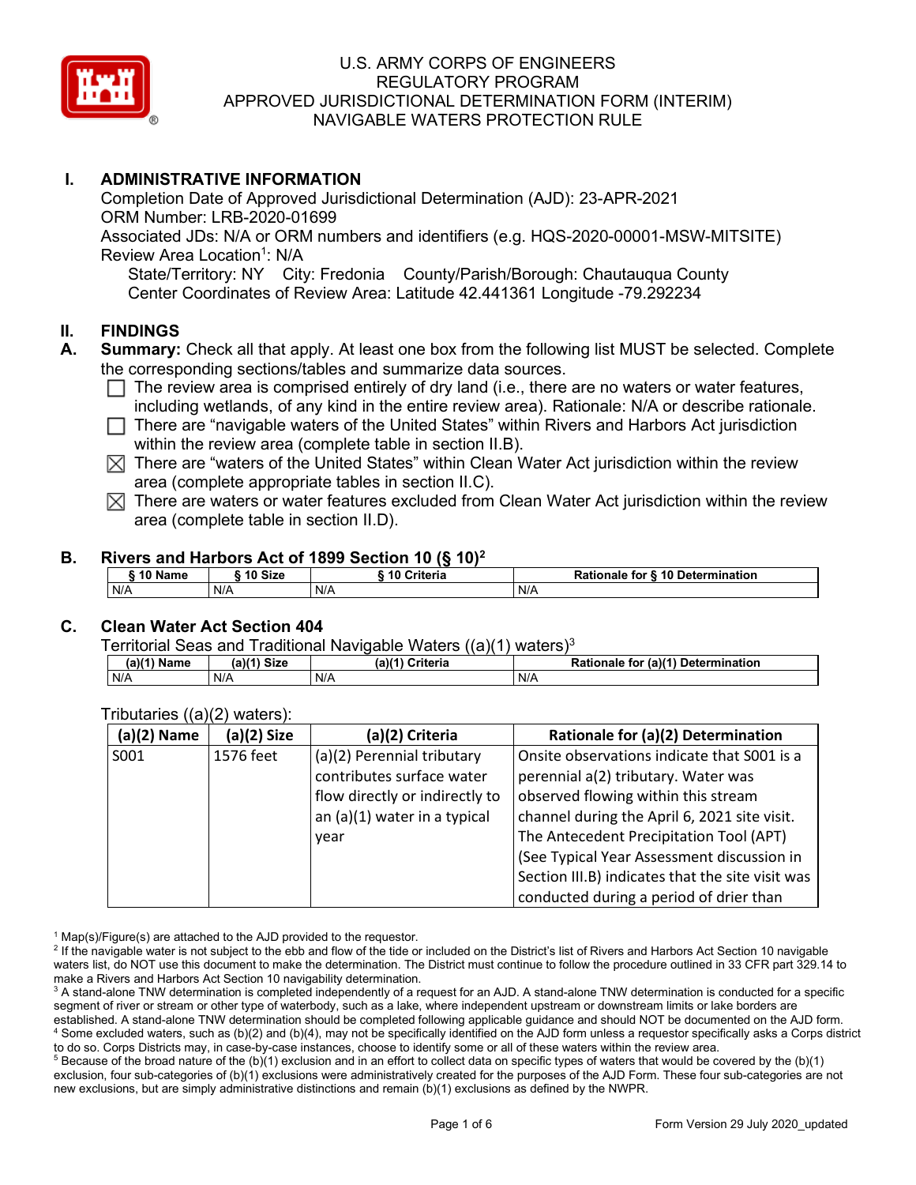# U.S. ARMY CORPS OF ENGINEERS
# REGULATORY PROGRAM
# APPROVED JURISDICTIONAL DETERMINATION FORM (INTERIM)
# NAVIGABLE WATERS PROTECTION RULE

## I. ADMINISTRATIVE INFORMATION

Completion Date of Approved Jurisdictional Determination (AJD): 23-APR-2021
ORM Number: LRB-2020-01699
Associated JDs: N/A or ORM numbers and identifiers (e.g. HQS-2020-00001-MSW-MITSITE)
Review Area Location[1]: N/A
State/Territory: NY City: Fredonia County/Parish/Borough: Chautauqua County
Center Coordinates of Review Area: Latitude 42.441361 Longitude -79.292234

## II. FINDINGS

**A. Summary:** Check all that apply. At least one box from the following list MUST be selected. Complete the corresponding sections/tables and summarize data sources.

- ☐ The review area is comprised entirely of dry land (i.e., there are no waters or water features, including wetlands, of any kind in the entire review area). Rationale: N/A or describe rationale.
- ☐ There are "navigable waters of the United States" within Rivers and Harbors Act jurisdiction within the review area (complete table in section II.B).
- ☒ There are "waters of the United States" within Clean Water Act jurisdiction within the review area (complete appropriate tables in section II.C).
- ☒ There are waters or water features excluded from Clean Water Act jurisdiction within the review area (complete table in section II.D).

**B. Rivers and Harbors Act of 1899 Section 10 (§ 10)[2]**

| § 10 Name | § 10 Size | § 10 Criteria | Rationale for § 10 Determination |
|---|---|---|---|
| N/A | N/A | N/A | N/A |

**C. Clean Water Act Section 404**

Territorial Seas and Traditional Navigable Waters ((a)(1) waters)[3]

| (a)(1) Name | (a)(1) Size | (a)(1) Criteria | Rationale for (a)(1) Determination |
|---|---|---|---|
| N/A | N/A | N/A | N/A |

Tributaries ((a)(2) waters):

| (a)(2) Name | (a)(2) Size | (a)(2) Criteria | Rationale for (a)(2) Determination |
|---|---|---|---|
| S001 | 1576 feet | (a)(2) Perennial tributary contributes surface water flow directly or indirectly to an (a)(1) water in a typical year | Onsite observations indicate that S001 is a perennial a(2) tributary. Water was observed flowing within this stream channel during the April 6, 2021 site visit. The Antecedent Precipitation Tool (APT) (See Typical Year Assessment discussion in Section III.B) indicates that the site visit was conducted during a period of drier than |

[1] Map(s)/Figure(s) are attached to the AJD provided to the requestor.
[2] If the navigable water is not subject to the ebb and flow of the tide or included on the District's list of Rivers and Harbors Act Section 10 navigable waters list, do NOT use this document to make the determination. The District must continue to follow the procedure outlined in 33 CFR part 329.14 to make a Rivers and Harbors Act Section 10 navigability determination.
[3] A stand-alone TNW determination is completed independently of a request for an AJD. A stand-alone TNW determination is conducted for a specific segment of river or stream or other type of waterbody, such as a lake, where independent upstream or downstream limits or lake borders are established. A stand-alone TNW determination should be completed following applicable guidance and should NOT be documented on the AJD form.
[4] Some excluded waters, such as (b)(2) and (b)(4), may not be specifically identified on the AJD form unless a requestor specifically asks a Corps district to do so. Corps Districts may, in case-by-case instances, choose to identify some or all of these waters within the review area.
[5] Because of the broad nature of the (b)(1) exclusion and in an effort to collect data on specific types of waters that would be covered by the (b)(1) exclusion, four sub-categories of (b)(1) exclusions were administratively created for the purposes of the AJD Form. These four sub-categories are not new exclusions, but are simply administrative distinctions and remain (b)(1) exclusions as defined by the NWPR.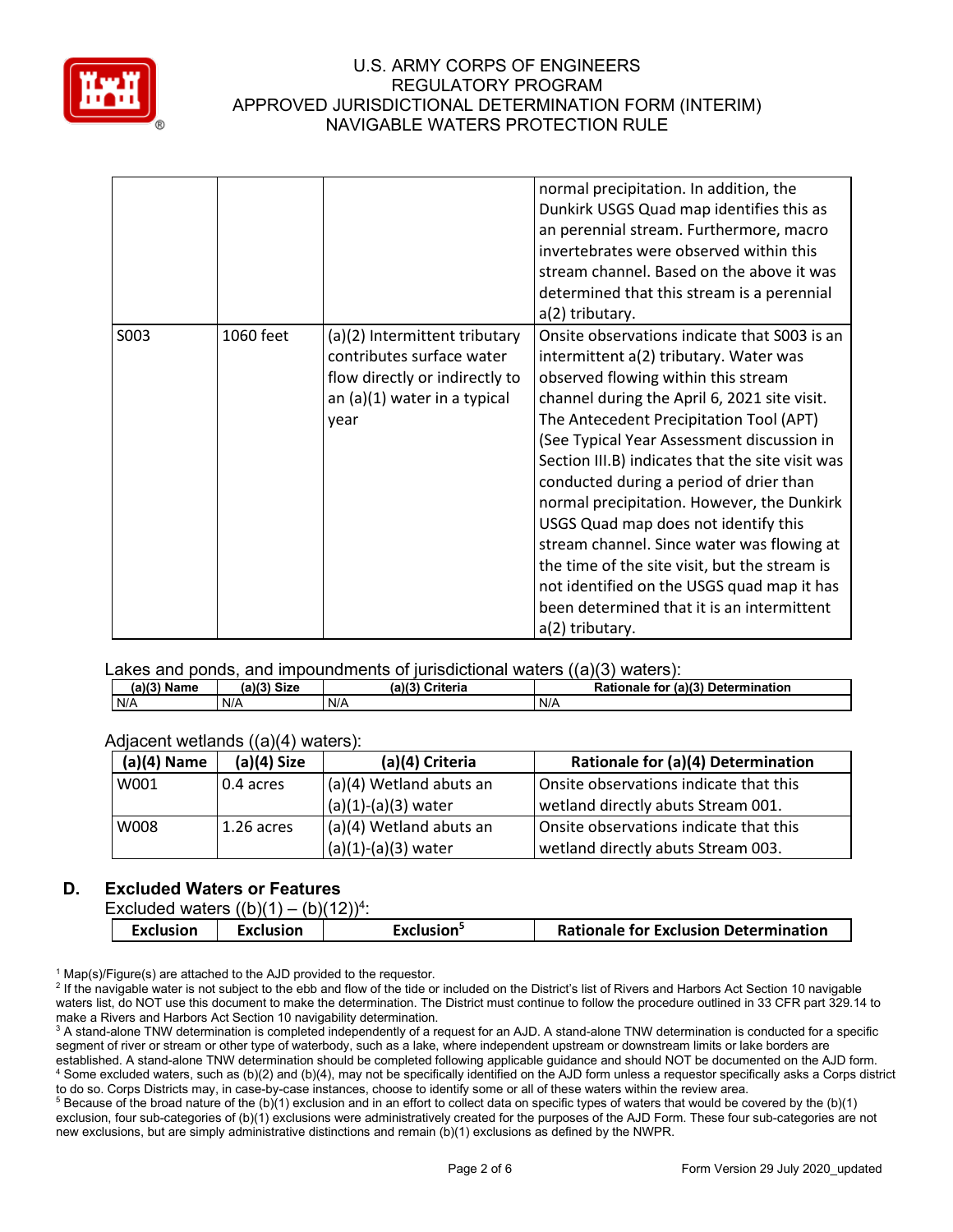| | | | normal precipitation. In addition, the Dunkirk USGS Quad map identifies this as an perennial stream. Furthermore, macro invertebrates were observed within this stream channel. Based on the above it was determined that this stream is a perennial a(2) tributary. |
|---|---|---|---|
| S003 | 1060 feet | (a)(2) Intermittent tributary contributes surface water flow directly or indirectly to an (a)(1) water in a typical year | Onsite observations indicate that S003 is an intermittent a(2) tributary. Water was observed flowing within this stream channel during the April 6, 2021 site visit. The Antecedent Precipitation Tool (APT) (See Typical Year Assessment discussion in Section III.B) indicates that the site visit was conducted during a period of drier than normal precipitation. However, the Dunkirk USGS Quad map does not identify this stream channel. Since water was flowing at the time of the site visit, but the stream is not identified on the USGS quad map it has been determined that it is an intermittent a(2) tributary. |

Lakes and ponds, and impoundments of jurisdictional waters ((a)(3) waters):

| (a)(3) Name | (a)(3) Size | (a)(3) Criteria | Rationale for (a)(3) Determination |
|---|---|---|---|
| N/A | N/A | N/A | N/A |

Adjacent wetlands ((a)(4) waters):

| (a)(4) Name | (a)(4) Size | (a)(4) Criteria | Rationale for (a)(4) Determination |
|---|---|---|---|
| W001 | 0.4 acres | (a)(4) Wetland abuts an (a)(1)-(a)(3) water | Onsite observations indicate that this wetland directly abuts Stream 001. |
| W008 | 1.26 acres | (a)(4) Wetland abuts an (a)(1)-(a)(3) water | Onsite observations indicate that this wetland directly abuts Stream 003. |

## D. Excluded Waters or Features

Excluded waters ((b)(1) – (b)(12))[4]:

| Exclusion | Exclusion | Exclusion[5] | Rationale for Exclusion Determination |
|---|---|---|---|

[1] Map(s)/Figure(s) are attached to the AJD provided to the requestor.

[2] If the navigable water is not subject to the ebb and flow of the tide or included on the District's list of Rivers and Harbors Act Section 10 navigable waters list, do NOT use this document to make the determination. The District must continue to follow the procedure outlined in 33 CFR part 329.14 to make a Rivers and Harbors Act Section 10 navigability determination.

[3] A stand-alone TNW determination is completed independently of a request for an AJD. A stand-alone TNW determination is conducted for a specific segment of river or stream or other type of waterbody, such as a lake, where independent upstream or downstream limits or lake borders are established. A stand-alone TNW determination should be completed following applicable guidance and should NOT be documented on the AJD form.

[4] Some excluded waters, such as (b)(2) and (b)(4), may not be specifically identified on the AJD form unless a requestor specifically asks a Corps district to do so. Corps Districts may, in case-by-case instances, choose to identify some or all of these waters within the review area.

[5] Because of the broad nature of the (b)(1) exclusion and in an effort to collect data on specific types of waters that would be covered by the (b)(1) exclusion, four sub-categories of (b)(1) exclusions were administratively created for the purposes of the AJD Form. These four sub-categories are not new exclusions, but are simply administrative distinctions and remain (b)(1) exclusions as defined by the NWPR.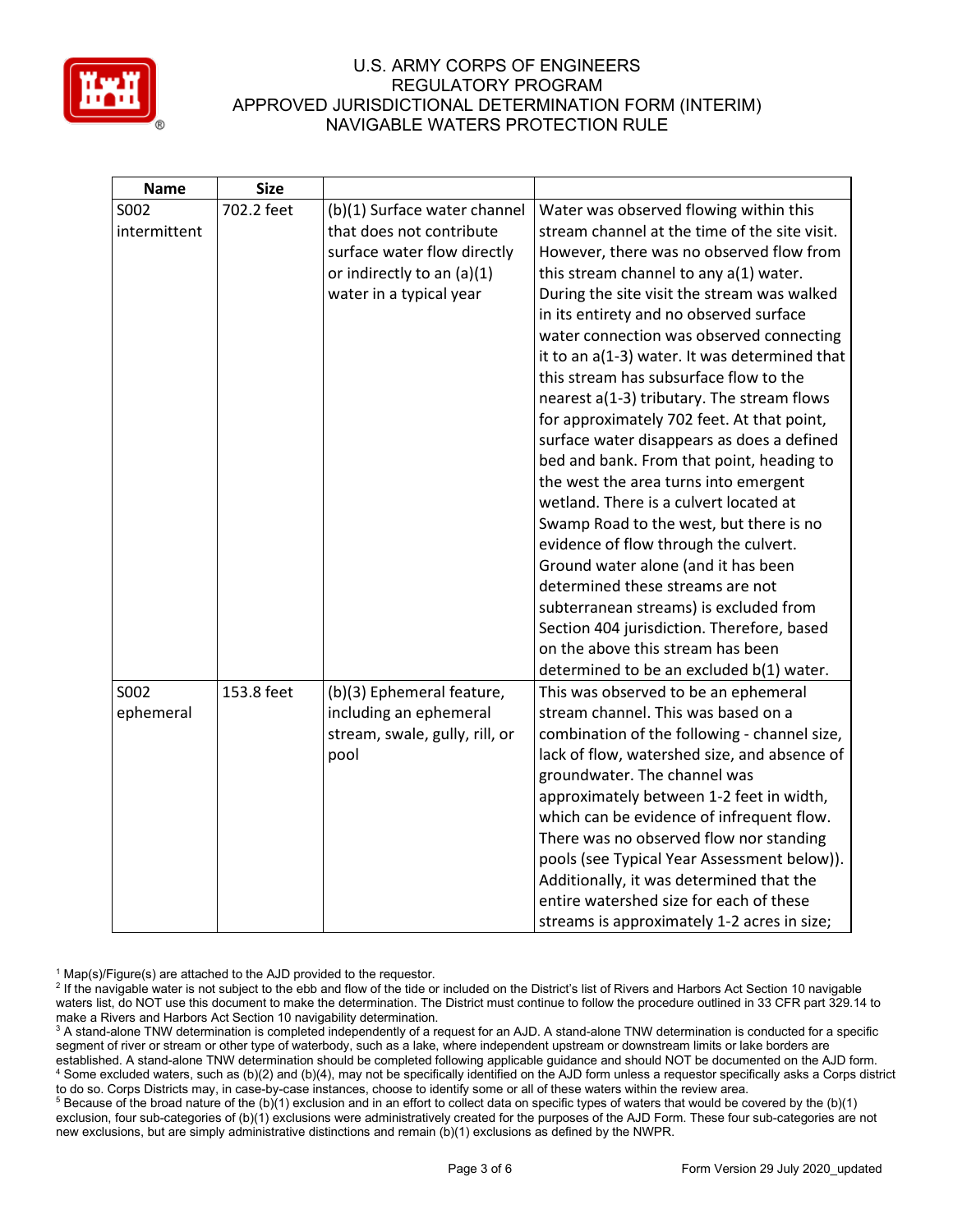| Name | Size | | |
|---|---|---|---|
| S002 intermittent | 702.2 feet | (b)(1) Surface water channel that does not contribute surface water flow directly or indirectly to an (a)(1) water in a typical year | Water was observed flowing within this stream channel at the time of the site visit. However, there was no observed flow from this stream channel to any a(1) water. During the site visit the stream was walked in its entirety and no observed surface water connection was observed connecting it to an a(1-3) water. It was determined that this stream has subsurface flow to the nearest a(1-3) tributary. The stream flows for approximately 702 feet. At that point, surface water disappears as does a defined bed and bank. From that point, heading to the west the area turns into emergent wetland. There is a culvert located at Swamp Road to the west, but there is no evidence of flow through the culvert. Ground water alone (and it has been determined these streams are not subterranean streams) is excluded from Section 404 jurisdiction. Therefore, based on the above this stream has been determined to be an excluded b(1) water. |
| S002 ephemeral | 153.8 feet | (b)(3) Ephemeral feature, including an ephemeral stream, swale, gully, rill, or pool | This was observed to be an ephemeral stream channel. This was based on a combination of the following - channel size, lack of flow, watershed size, and absence of groundwater. The channel was approximately between 1-2 feet in width, which can be evidence of infrequent flow. There was no observed flow nor standing pools (see Typical Year Assessment below)). Additionally, it was determined that the entire watershed size for each of these streams is approximately 1-2 acres in size; |

[1] Map(s)/Figure(s) are attached to the AJD provided to the requestor.
[2] If the navigable water is not subject to the ebb and flow of the tide or included on the District's list of Rivers and Harbors Act Section 10 navigable waters list, do NOT use this document to make the determination. The District must continue to follow the procedure outlined in 33 CFR part 329.14 to make a Rivers and Harbors Act Section 10 navigability determination.
[3] A stand-alone TNW determination is completed independently of a request for an AJD. A stand-alone TNW determination is conducted for a specific segment of river or stream or other type of waterbody, such as a lake, where independent upstream or downstream limits or lake borders are established. A stand-alone TNW determination should be completed following applicable guidance and should NOT be documented on the AJD form.
[4] Some excluded waters, such as (b)(2) and (b)(4), may not be specifically identified on the AJD form unless a requestor specifically asks a Corps district to do so. Corps Districts may, in case-by-case instances, choose to identify some or all of these waters within the review area.
[5] Because of the broad nature of the (b)(1) exclusion and in an effort to collect data on specific types of waters that would be covered by the (b)(1) exclusion, four sub-categories of (b)(1) exclusions were administratively created for the purposes of the AJD Form. These four sub-categories are not new exclusions, but are simply administrative distinctions and remain (b)(1) exclusions as defined by the NWPR.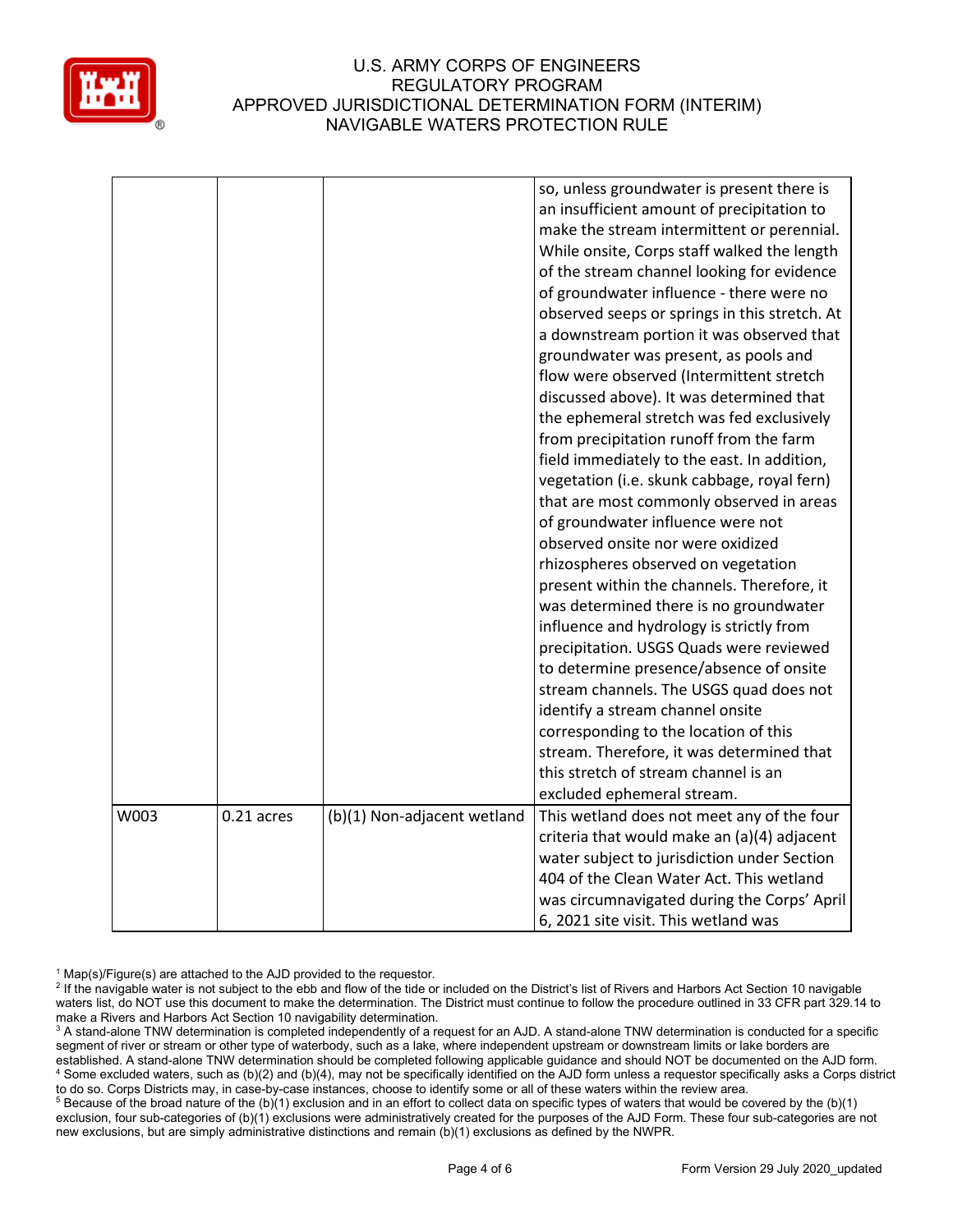|  |  |  |  |
|---|---|---|---|
|  |  |  | so, unless groundwater is present there is an insufficient amount of precipitation to make the stream intermittent or perennial. While onsite, Corps staff walked the length of the stream channel looking for evidence of groundwater influence - there were no observed seeps or springs in this stretch. At a downstream portion it was observed that groundwater was present, as pools and flow were observed (Intermittent stretch discussed above). It was determined that the ephemeral stretch was fed exclusively from precipitation runoff from the farm field immediately to the east. In addition, vegetation (i.e. skunk cabbage, royal fern) that are most commonly observed in areas of groundwater influence were not observed onsite nor were oxidized rhizospheres observed on vegetation present within the channels. Therefore, it was determined there is no groundwater influence and hydrology is strictly from precipitation. USGS Quads were reviewed to determine presence/absence of onsite stream channels. The USGS quad does not identify a stream channel onsite corresponding to the location of this stream. Therefore, it was determined that this stretch of stream channel is an excluded ephemeral stream. |
| W003 | 0.21 acres | (b)(1) Non-adjacent wetland | This wetland does not meet any of the four criteria that would make an (a)(4) adjacent water subject to jurisdiction under Section 404 of the Clean Water Act. This wetland was circumnavigated during the Corps' April 6, 2021 site visit. This wetland was |

[1] Map(s)/Figure(s) are attached to the AJD provided to the requestor.

[2] If the navigable water is not subject to the ebb and flow of the tide or included on the District's list of Rivers and Harbors Act Section 10 navigable waters list, do NOT use this document to make the determination. The District must continue to follow the procedure outlined in 33 CFR part 329.14 to make a Rivers and Harbors Act Section 10 navigability determination.

[3] A stand-alone TNW determination is completed independently of a request for an AJD. A stand-alone TNW determination is conducted for a specific segment of river or stream or other type of waterbody, such as a lake, where independent upstream or downstream limits or lake borders are established. A stand-alone TNW determination should be completed following applicable guidance and should NOT be documented on the AJD form.

[4] Some excluded waters, such as (b)(2) and (b)(4), may not be specifically identified on the AJD form unless a requestor specifically asks a Corps district to do so. Corps Districts may, in case-by-case instances, choose to identify some or all of these waters within the review area.

[5] Because of the broad nature of the (b)(1) exclusion and in an effort to collect data on specific types of waters that would be covered by the (b)(1) exclusion, four sub-categories of (b)(1) exclusions were administratively created for the purposes of the AJD Form. These four sub-categories are not new exclusions, but are simply administrative distinctions and remain (b)(1) exclusions as defined by the NWPR.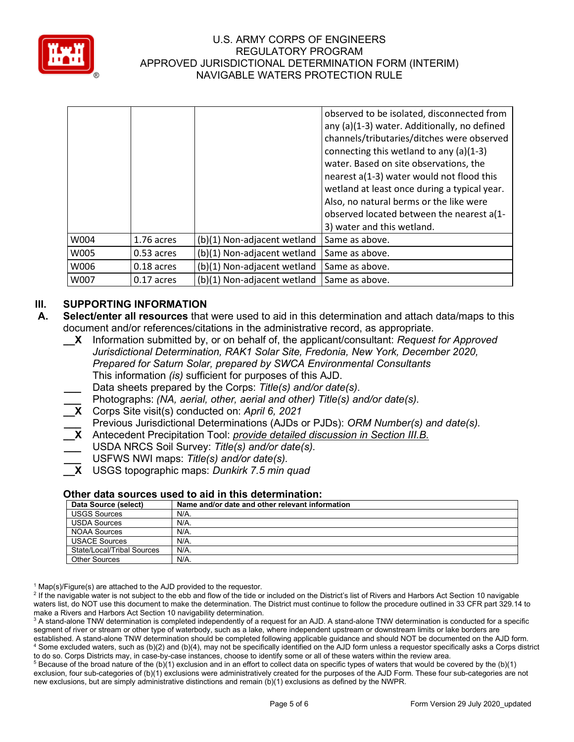|  |  |  | observed to be isolated, disconnected from any (a)(1-3) water. Additionally, no defined channels/tributaries/ditches were observed connecting this wetland to any (a)(1-3) water. Based on site observations, the nearest a(1-3) water would not flood this wetland at least once during a typical year. Also, no natural berms or the like were observed located between the nearest a(1-3) water and this wetland. |
|---|---|---|---|
| W004 | 1.76 acres | (b)(1) Non-adjacent wetland | Same as above. |
| W005 | 0.53 acres | (b)(1) Non-adjacent wetland | Same as above. |
| W006 | 0.18 acres | (b)(1) Non-adjacent wetland | Same as above. |
| W007 | 0.17 acres | (b)(1) Non-adjacent wetland | Same as above. |

## III. SUPPORTING INFORMATION

**A. Select/enter all resources** that were used to aid in this determination and attach data/maps to this document and/or references/citations in the administrative record, as appropriate.

__X Information submitted by, or on behalf of, the applicant/consultant: *Request for Approved Jurisdictional Determination, RAK1 Solar Site, Fredonia, New York, December 2020, Prepared for Saturn Solar, prepared by SWCA Environmental Consultants*
This information *(is)* sufficient for purposes of this AJD.

___ Data sheets prepared by the Corps: *Title(s) and/or date(s).*

___ Photographs: *(NA, aerial, other, aerial and other) Title(s) and/or date(s).*

__X Corps Site visit(s) conducted on: *April 6, 2021*

___ Previous Jurisdictional Determinations (AJDs or PJDs): *ORM Number(s) and date(s).*

__X Antecedent Precipitation Tool: *provide detailed discussion in Section III.B.*

___ USDA NRCS Soil Survey: *Title(s) and/or date(s).*

___ USFWS NWI maps: *Title(s) and/or date(s).*

__X USGS topographic maps: *Dunkirk 7.5 min quad*

**Other data sources used to aid in this determination:**

| Data Source (select) | Name and/or date and other relevant information |
|---|---|
| USGS Sources | N/A. |
| USDA Sources | N/A. |
| NOAA Sources | N/A. |
| USACE Sources | N/A. |
| State/Local/Tribal Sources | N/A. |
| Other Sources | N/A. |

[1] Map(s)/Figure(s) are attached to the AJD provided to the requestor.

[2] If the navigable water is not subject to the ebb and flow of the tide or included on the District's list of Rivers and Harbors Act Section 10 navigable waters list, do NOT use this document to make the determination. The District must continue to follow the procedure outlined in 33 CFR part 329.14 to make a Rivers and Harbors Act Section 10 navigability determination.

[3] A stand-alone TNW determination is completed independently of a request for an AJD. A stand-alone TNW determination is conducted for a specific segment of river or stream or other type of waterbody, such as a lake, where independent upstream or downstream limits or lake borders are established. A stand-alone TNW determination should be completed following applicable guidance and should NOT be documented on the AJD form.

[4] Some excluded waters, such as (b)(2) and (b)(4), may not be specifically identified on the AJD form unless a requestor specifically asks a Corps district to do so. Corps Districts may, in case-by-case instances, choose to identify some or all of these waters within the review area.

[5] Because of the broad nature of the (b)(1) exclusion and in an effort to collect data on specific types of waters that would be covered by the (b)(1) exclusion, four sub-categories of (b)(1) exclusions were administratively created for the purposes of the AJD Form. These four sub-categories are not new exclusions, but are simply administrative distinctions and remain (b)(1) exclusions as defined by the NWPR.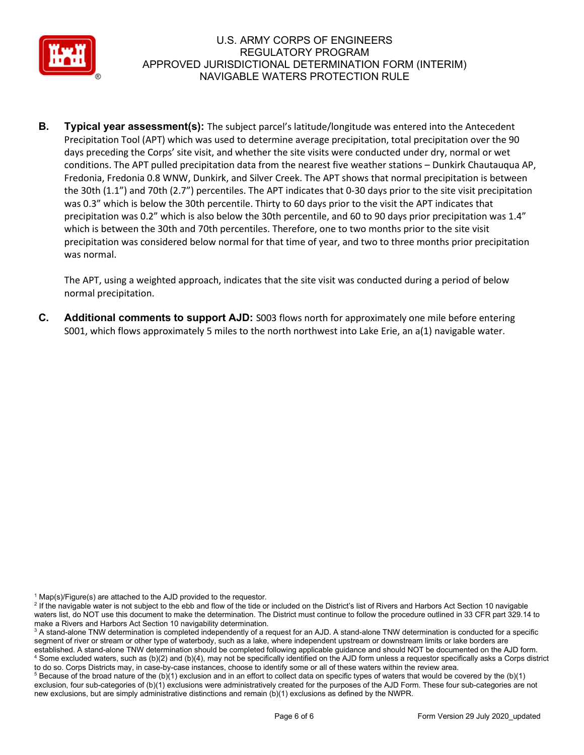**B. Typical year assessment(s):** The subject parcel's latitude/longitude was entered into the Antecedent Precipitation Tool (APT) which was used to determine average precipitation, total precipitation over the 90 days preceding the Corps' site visit, and whether the site visits were conducted under dry, normal or wet conditions. The APT pulled precipitation data from the nearest five weather stations – Dunkirk Chautauqua AP, Fredonia, Fredonia 0.8 WNW, Dunkirk, and Silver Creek. The APT shows that normal precipitation is between the 30th (1.1") and 70th (2.7") percentiles. The APT indicates that 0-30 days prior to the site visit precipitation was 0.3" which is below the 30th percentile. Thirty to 60 days prior to the visit the APT indicates that precipitation was 0.2" which is also below the 30th percentile, and 60 to 90 days prior precipitation was 1.4" which is between the 30th and 70th percentiles. Therefore, one to two months prior to the site visit precipitation was considered below normal for that time of year, and two to three months prior precipitation was normal.

The APT, using a weighted approach, indicates that the site visit was conducted during a period of below normal precipitation.

**C. Additional comments to support AJD:** S003 flows north for approximately one mile before entering S001, which flows approximately 5 miles to the north northwest into Lake Erie, an a(1) navigable water.

[1] Map(s)/Figure(s) are attached to the AJD provided to the requestor.
[2] If the navigable water is not subject to the ebb and flow of the tide or included on the District's list of Rivers and Harbors Act Section 10 navigable waters list, do NOT use this document to make the determination. The District must continue to follow the procedure outlined in 33 CFR part 329.14 to make a Rivers and Harbors Act Section 10 navigability determination.
[3] A stand-alone TNW determination is completed independently of a request for an AJD. A stand-alone TNW determination is conducted for a specific segment of river or stream or other type of waterbody, such as a lake, where independent upstream or downstream limits or lake borders are established. A stand-alone TNW determination should be completed following applicable guidance and should NOT be documented on the AJD form.
[4] Some excluded waters, such as (b)(2) and (b)(4), may not be specifically identified on the AJD form unless a requestor specifically asks a Corps district to do so. Corps Districts may, in case-by-case instances, choose to identify some or all of these waters within the review area.
[5] Because of the broad nature of the (b)(1) exclusion and in an effort to collect data on specific types of waters that would be covered by the (b)(1) exclusion, four sub-categories of (b)(1) exclusions were administratively created for the purposes of the AJD Form. These four sub-categories are not new exclusions, but are simply administrative distinctions and remain (b)(1) exclusions as defined by the NWPR.